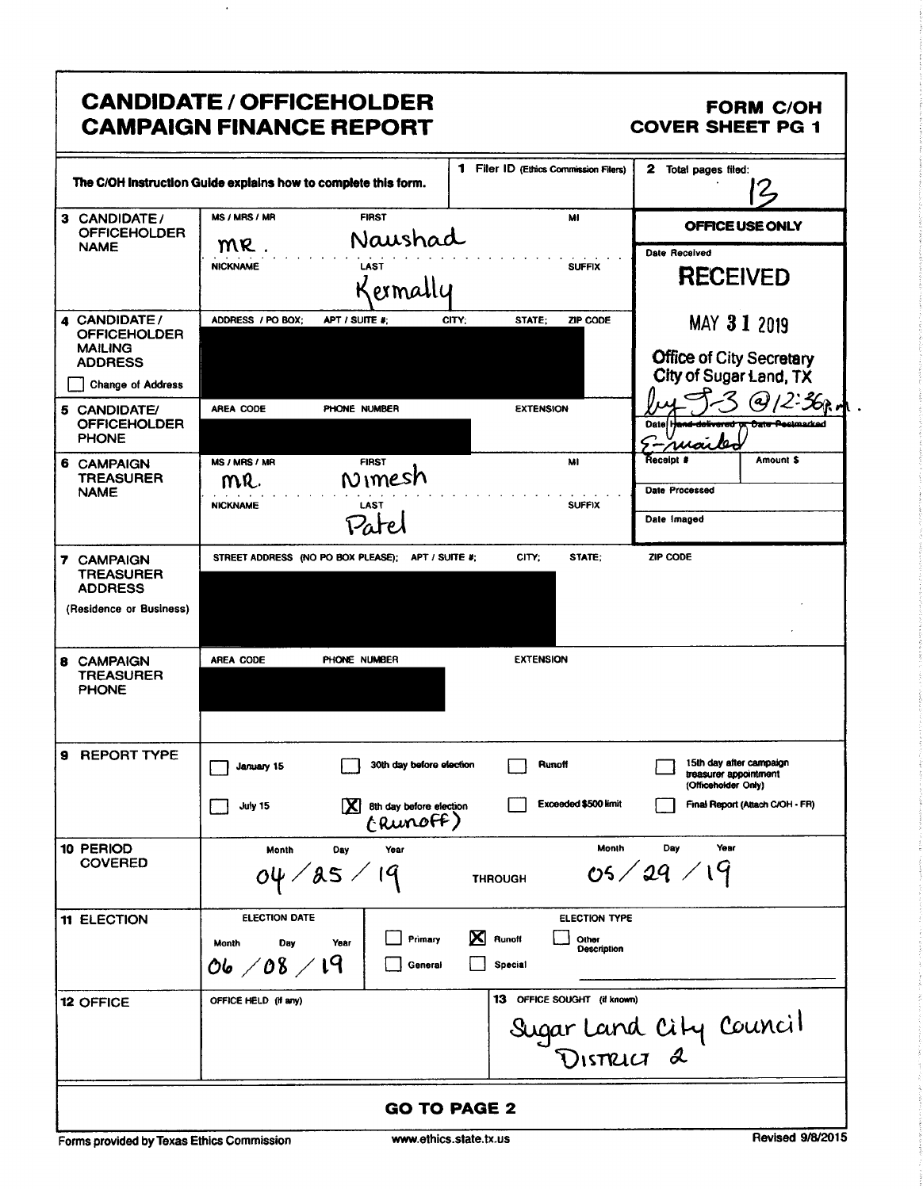# CANDIDATE / OFFICEHOLDER CAMPAIGN FINANCE REPORT

**FORM C/OH**
**COVER SHEET PG 1**

The C/OH Instruction Guide explains how to complete this form.

| | | |
|---|---|---|
| **1** Filer ID (Ethics Commission Filers) | | **2** Total pages filed: 13 |

**OFFICE USE ONLY**

Date Received: RECEIVED MAY 31 2019 Office of City Secretary City of Sugar Land, TX by SS @12:36p.m.

Date ~~Hand-delivered or Date Postmarked~~ E-mailed

Receipt # | Amount $

Date Processed

Date Imaged

| Field | | | |
|---|---|---|---|
| **3 CANDIDATE / OFFICEHOLDER NAME** | MS / MRS / MR: MR. | FIRST: Naushad | MI: |
| | NICKNAME: | LAST: Kermally | SUFFIX: |
| **4 CANDIDATE / OFFICEHOLDER MAILING ADDRESS** ☐ Change of Address | ADDRESS / PO BOX; APT / SUITE #; CITY; STATE; ZIP CODE: [REDACTED] | | |
| **5 CANDIDATE/ OFFICEHOLDER PHONE** | AREA CODE / PHONE NUMBER: [REDACTED] | | EXTENSION: |
| **6 CAMPAIGN TREASURER NAME** | MS / MRS / MR: MR. | FIRST: Nimesh | MI: |
| | NICKNAME: | LAST: Patel | SUFFIX: |
| **7 CAMPAIGN TREASURER ADDRESS** (Residence or Business) | STREET ADDRESS (NO PO BOX PLEASE); APT / SUITE #; CITY; STATE; ZIP CODE: [REDACTED] | | |
| **8 CAMPAIGN TREASURER PHONE** | AREA CODE / PHONE NUMBER: [REDACTED] | | EXTENSION: |

**9 REPORT TYPE**

- ☐ January 15
- ☐ 30th day before election
- ☐ Runoff
- ☐ 15th day after campaign treasurer appointment (Officeholder Only)
- ☐ July 15
- ☒ 8th day before election (Runoff)
- ☐ Exceeded $500 limit
- ☐ Final Report (Attach C/OH - FR)

**10 PERIOD COVERED**

Month / Day / Year: 04 / 25 / 19 THROUGH Month / Day / Year: 05 / 29 / 19

**11 ELECTION**

ELECTION DATE (Month / Day / Year): 06 / 08 / 19

ELECTION TYPE:
- ☐ Primary
- ☒ Runoff
- ☐ Other Description
- ☐ General
- ☐ Special

**12 OFFICE**

OFFICE HELD (if any):

**13** OFFICE SOUGHT (if known): Sugar Land City Council District 2

**GO TO PAGE 2**

Forms provided by Texas Ethics Commission | www.ethics.state.tx.us | Revised 9/8/2015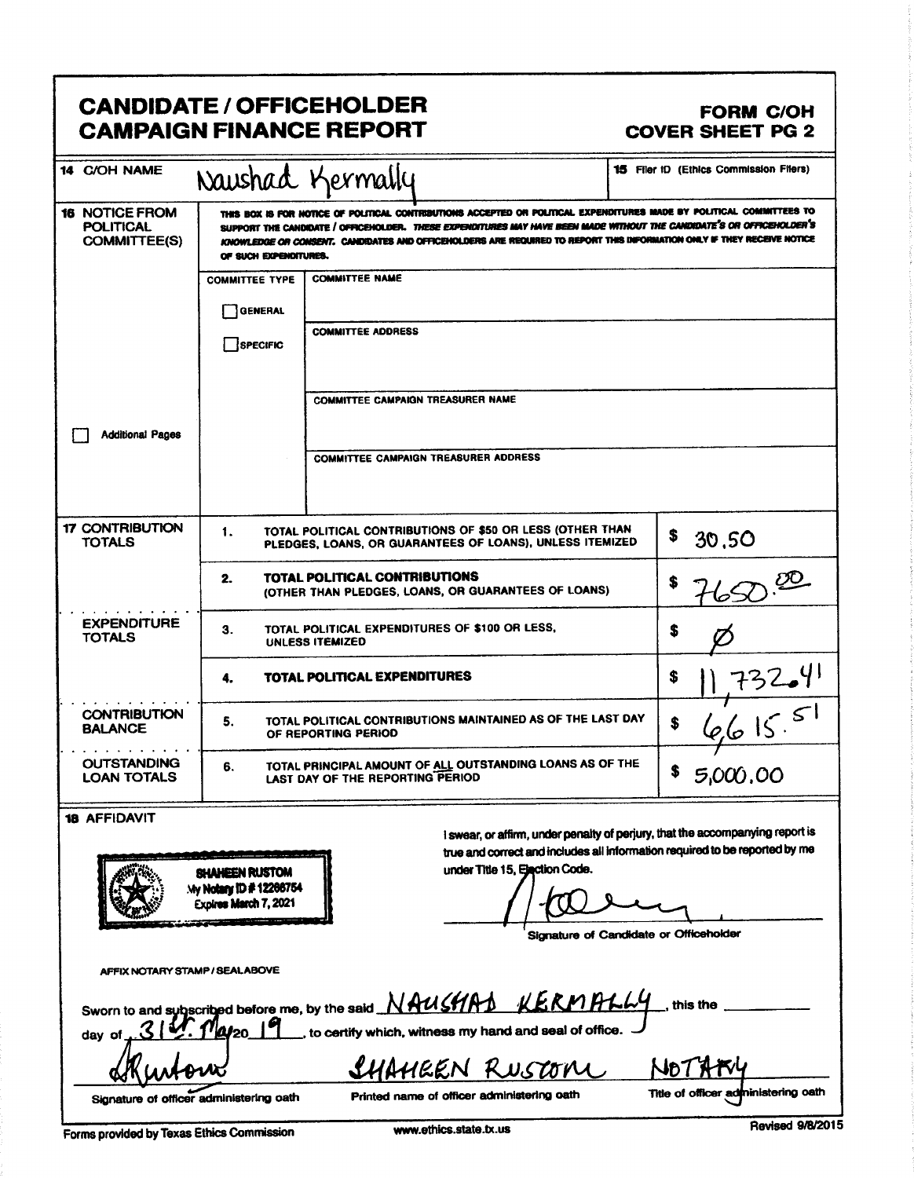# CANDIDATE / OFFICEHOLDER CAMPAIGN FINANCE REPORT

**FORM C/OH**
**COVER SHEET PG 2**

| | | |
|---|---|---|
| **14** C/OH NAME | Naushad Kermally | **15** Filer ID (Ethics Commission Filers) |

**16 NOTICE FROM POLITICAL COMMITTEE(S)**

THIS BOX IS FOR NOTICE OF POLITICAL CONTRIBUTIONS ACCEPTED OR POLITICAL EXPENDITURES MADE BY POLITICAL COMMITTEES TO SUPPORT THE CANDIDATE / OFFICEHOLDER. *THESE EXPENDITURES MAY HAVE BEEN MADE WITHOUT THE CANDIDATE'S OR OFFICEHOLDER'S KNOWLEDGE OR CONSENT.* CANDIDATES AND OFFICEHOLDERS ARE REQUIRED TO REPORT THIS INFORMATION ONLY IF THEY RECEIVE NOTICE OF SUCH EXPENDITURES.

| COMMITTEE TYPE | |
|---|---|
| ☐ GENERAL | COMMITTEE NAME |
| ☐ SPECIFIC | COMMITTEE ADDRESS |
| | COMMITTEE CAMPAIGN TREASURER NAME |
| | COMMITTEE CAMPAIGN TREASURER ADDRESS |

☐ Additional Pages

| | | | |
|---|---|---|---|
| **17 CONTRIBUTION TOTALS** | 1. | TOTAL POLITICAL CONTRIBUTIONS OF $50 OR LESS (OTHER THAN PLEDGES, LOANS, OR GUARANTEES OF LOANS), UNLESS ITEMIZED | $ 30.50 |
| | 2. | **TOTAL POLITICAL CONTRIBUTIONS** (OTHER THAN PLEDGES, LOANS, OR GUARANTEES OF LOANS) | $ 7650.00 |
| **EXPENDITURE TOTALS** | 3. | TOTAL POLITICAL EXPENDITURES OF $100 OR LESS, UNLESS ITEMIZED | $ Ø |
| | 4. | **TOTAL POLITICAL EXPENDITURES** | $ 11,732.41 |
| **CONTRIBUTION BALANCE** | 5. | TOTAL POLITICAL CONTRIBUTIONS MAINTAINED AS OF THE LAST DAY OF REPORTING PERIOD | $ 6,615.51 |
| **OUTSTANDING LOAN TOTALS** | 6. | TOTAL PRINCIPAL AMOUNT OF ALL OUTSTANDING LOANS AS OF THE LAST DAY OF THE REPORTING PERIOD | $ 5,000.00 |

**18 AFFIDAVIT**

SHAHEEN RUSTOM
My Notary ID # 12266754
Expires March 7, 2021

AFFIX NOTARY STAMP / SEALABOVE

I swear, or affirm, under penalty of perjury, that the accompanying report is true and correct and includes all information required to be reported by me under Title 15, Election Code.

[Signature]
Signature of Candidate or Officeholder

Sworn to and subscribed before me, by the said NAUSHAD KERMALLY, this the 31st day of May 20 19, to certify which, witness my hand and seal of office.

| [Signature] | SHAHEEN RUSTOM | NOTARY |
|---|---|---|
| Signature of officer administering oath | Printed name of officer administering oath | Title of officer administering oath |

Forms provided by Texas Ethics Commission www.ethics.state.tx.us Revised 9/8/2015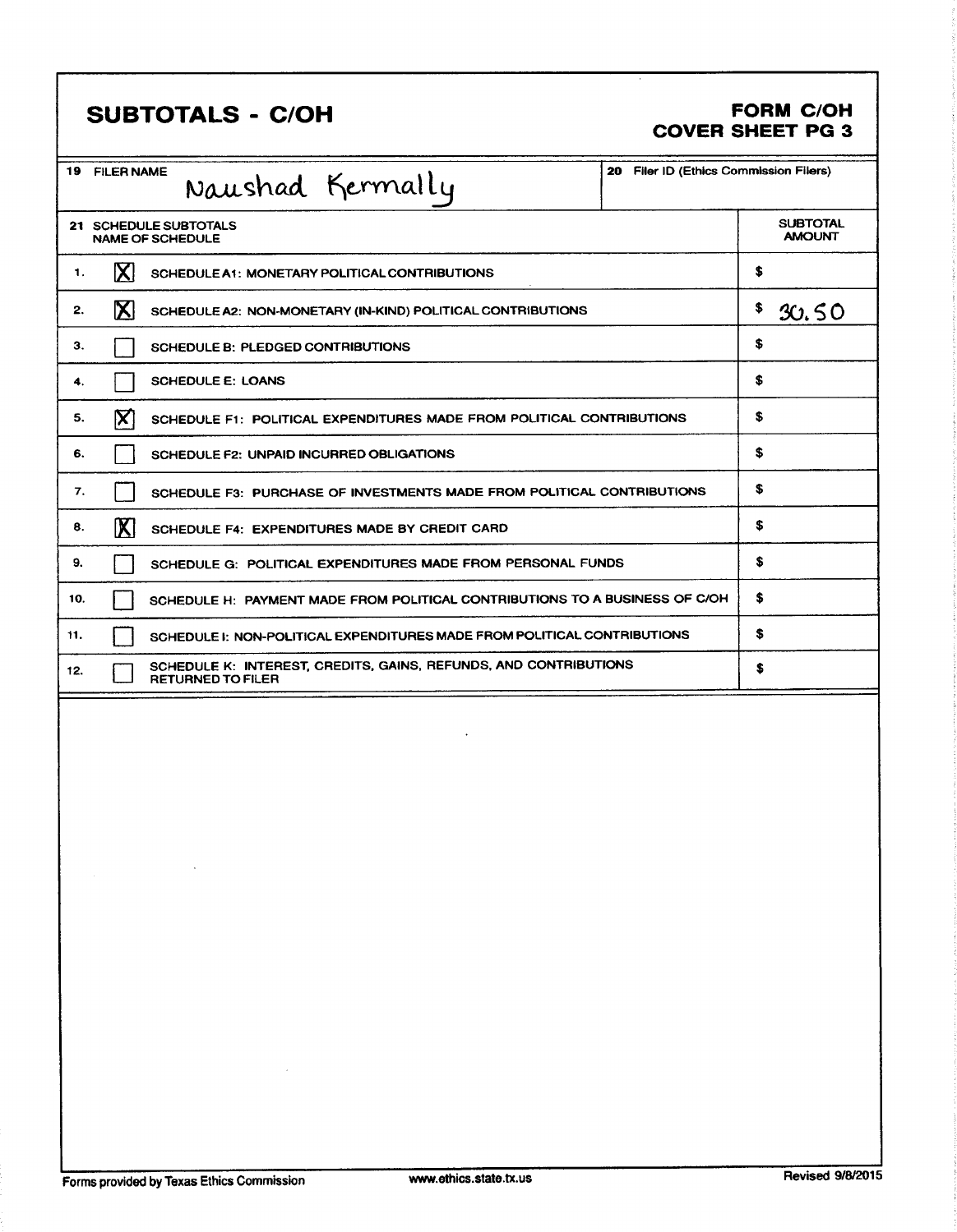# SUBTOTALS - C/OH

**FORM C/OH**
**COVER SHEET PG 3**

| 19 FILER NAME | 20 Filer ID (Ethics Commission Filers) |
|---|---|
| Naushad Kermally | |

| 21 SCHEDULE SUBTOTALS NAME OF SCHEDULE | | | SUBTOTAL AMOUNT |
|---|---|---|---|
| 1. | [X] | SCHEDULE A1: MONETARY POLITICAL CONTRIBUTIONS | $ |
| 2. | [X] | SCHEDULE A2: NON-MONETARY (IN-KIND) POLITICAL CONTRIBUTIONS | $ 30.50 |
| 3. | [ ] | SCHEDULE B: PLEDGED CONTRIBUTIONS | $ |
| 4. | [ ] | SCHEDULE E: LOANS | $ |
| 5. | [X] | SCHEDULE F1: POLITICAL EXPENDITURES MADE FROM POLITICAL CONTRIBUTIONS | $ |
| 6. | [ ] | SCHEDULE F2: UNPAID INCURRED OBLIGATIONS | $ |
| 7. | [ ] | SCHEDULE F3: PURCHASE OF INVESTMENTS MADE FROM POLITICAL CONTRIBUTIONS | $ |
| 8. | [X] | SCHEDULE F4: EXPENDITURES MADE BY CREDIT CARD | $ |
| 9. | [ ] | SCHEDULE G: POLITICAL EXPENDITURES MADE FROM PERSONAL FUNDS | $ |
| 10. | [ ] | SCHEDULE H: PAYMENT MADE FROM POLITICAL CONTRIBUTIONS TO A BUSINESS OF C/OH | $ |
| 11. | [ ] | SCHEDULE I: NON-POLITICAL EXPENDITURES MADE FROM POLITICAL CONTRIBUTIONS | $ |
| 12. | [ ] | SCHEDULE K: INTEREST, CREDITS, GAINS, REFUNDS, AND CONTRIBUTIONS RETURNED TO FILER | $ |

Forms provided by Texas Ethics Commission www.ethics.state.tx.us Revised 9/8/2015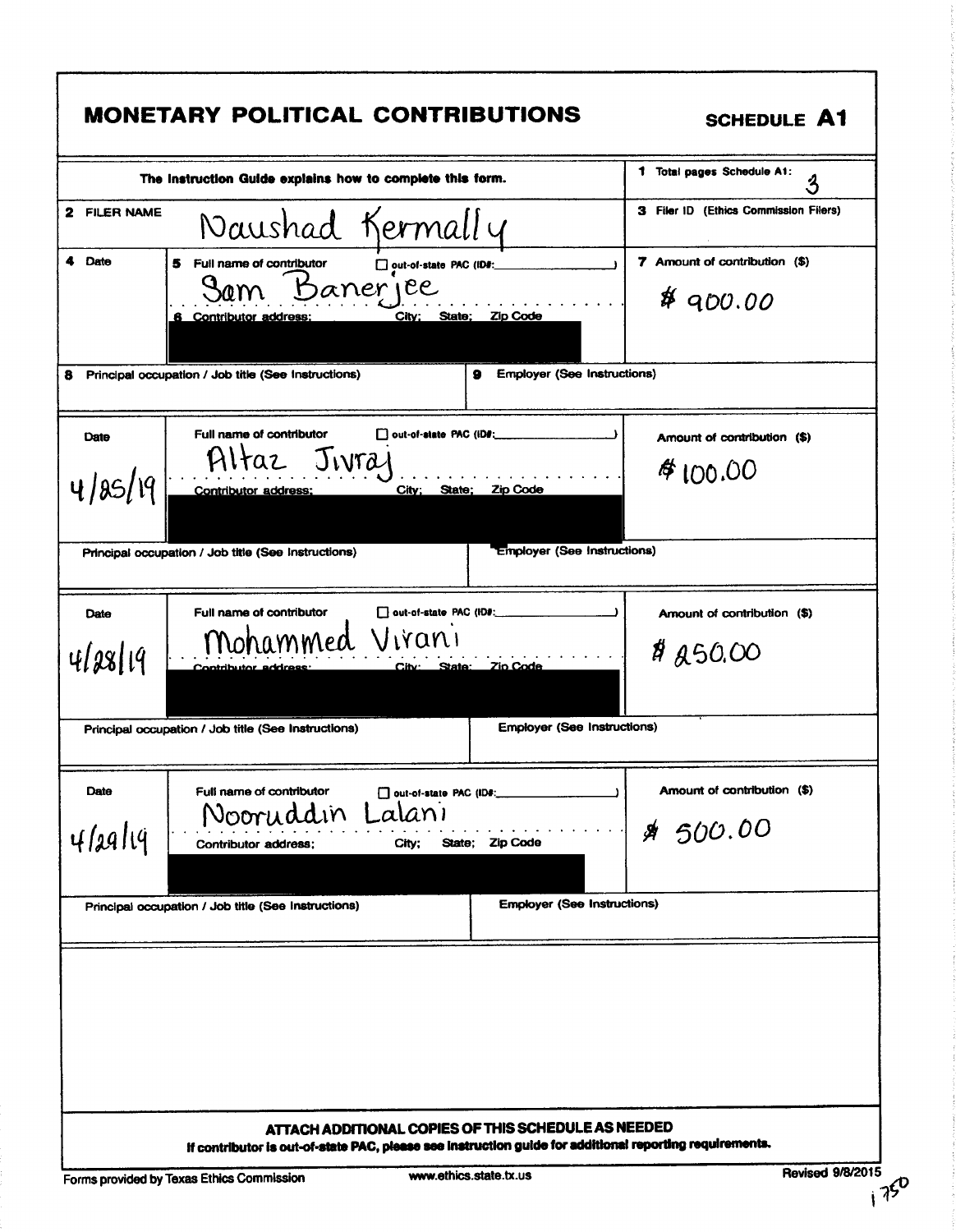# MONETARY POLITICAL CONTRIBUTIONS

**SCHEDULE A1**

The Instruction Guide explains how to complete this form.

**1** Total pages Schedule A1: 3

**2** FILER NAME: Naushad Kermally

**3** Filer ID (Ethics Commission Filers):

| 4 Date | 5 Full name of contributor ☐ out-of-state PAC (ID#: ) / 6 Contributor address; City; State; Zip Code | 7 Amount of contribution ($) |
|---|---|---|
| | Sam Banerjee | $ 900.00 |

**8** Principal occupation / Job title (See Instructions) | **9** Employer (See Instructions)

| Date | Full name of contributor ☐ out-of-state PAC (ID#: ) / Contributor address; City; State; Zip Code | Amount of contribution ($) |
|---|---|---|
| 4/25/19 | Altaz Jivraj | $ 100.00 |

Principal occupation / Job title (See Instructions) | Employer (See Instructions)

| Date | Full name of contributor ☐ out-of-state PAC (ID#: ) / Contributor address; City; State; Zip Code | Amount of contribution ($) |
|---|---|---|
| 4/28/19 | Mohammed Virani | $ 250.00 |

Principal occupation / Job title (See Instructions) | Employer (See Instructions)

| Date | Full name of contributor ☐ out-of-state PAC (ID#: ) / Contributor address; City; State; Zip Code | Amount of contribution ($) |
|---|---|---|
| 4/29/19 | Nooruddin Lalani | $ 500.00 |

Principal occupation / Job title (See Instructions) | Employer (See Instructions)

**ATTACH ADDITIONAL COPIES OF THIS SCHEDULE AS NEEDED**

**If contributor is out-of-state PAC, please see instruction guide for additional reporting requirements.**

Forms provided by Texas Ethics Commission www.ethics.state.tx.us Revised 9/8/2015

1750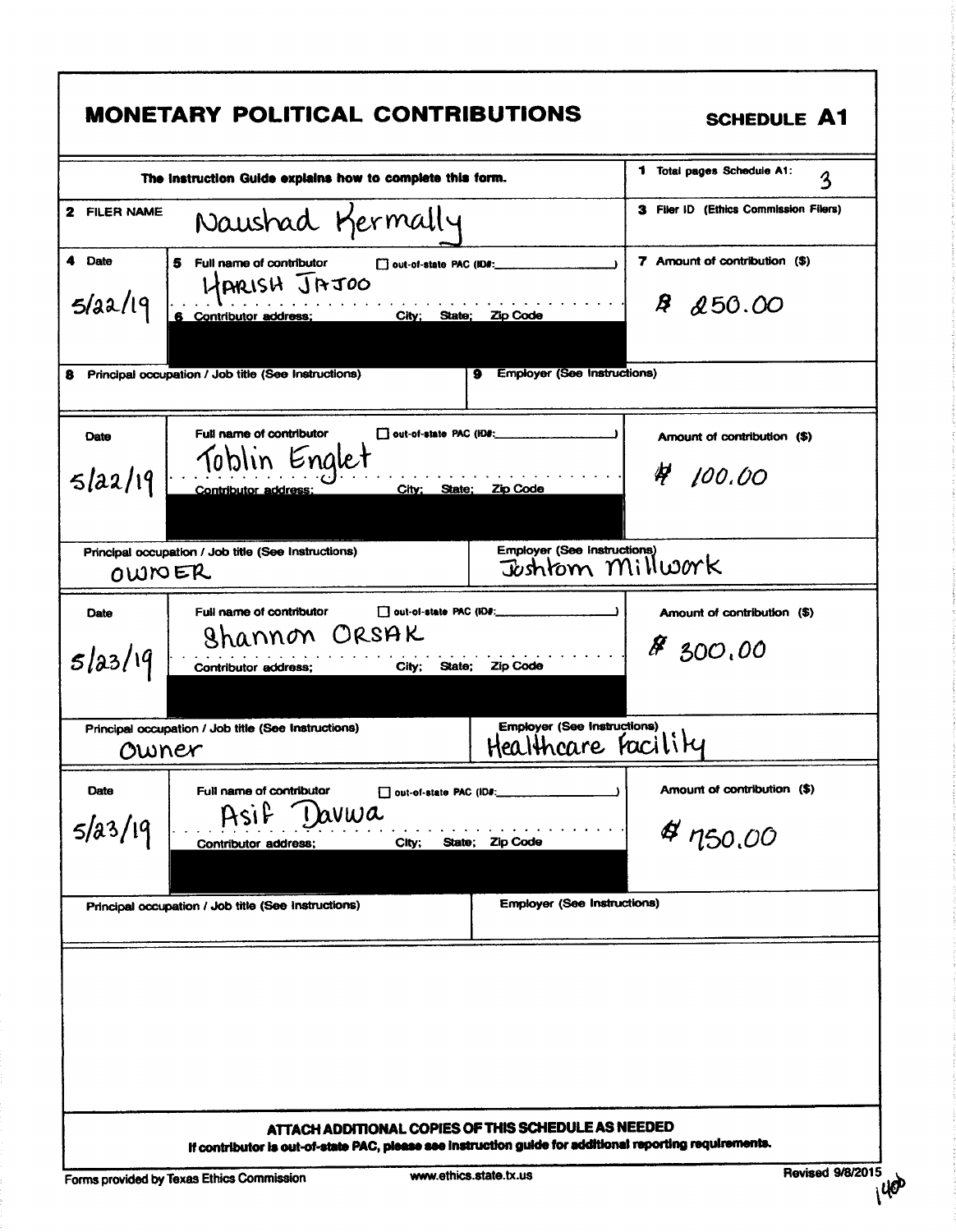# MONETARY POLITICAL CONTRIBUTIONS

**SCHEDULE A1**

The Instruction Guide explains how to complete this form.

1 Total pages Schedule A1: 3

2 FILER NAME: Naushad Kermally

3 Filer ID (Ethics Commission Filers)

| 4 Date | 5 Full name of contributor / 6 Contributor address; City; State; Zip Code | ☐ out-of-state PAC (ID#: ) | 7 Amount of contribution ($) |
|---|---|---|---|
| 5/22/19 | HARISH JAJOO | | $ 250.00 |
| 8 Principal occupation / Job title (See Instructions): | | 9 Employer (See Instructions): | |

| Date | Full name of contributor / Contributor address; City; State; Zip Code | ☐ out-of-state PAC (ID#: ) | Amount of contribution ($) |
|---|---|---|---|
| 5/22/19 | Toblin Englet | | $ 100.00 |
| Principal occupation / Job title (See Instructions): OWNER | | Employer (See Instructions): Joshtom Millwork | |

| Date | Full name of contributor / Contributor address; City; State; Zip Code | ☐ out-of-state PAC (ID#: ) | Amount of contribution ($) |
|---|---|---|---|
| 5/23/19 | Shannon ORSAK | | $ 300.00 |
| Principal occupation / Job title (See Instructions): Owner | | Employer (See Instructions): Healthcare Facility | |

| Date | Full name of contributor / Contributor address; City; State; Zip Code | ☐ out-of-state PAC (ID#: ) | Amount of contribution ($) |
|---|---|---|---|
| 5/23/19 | Asif Davwa | | $ 750.00 |
| Principal occupation / Job title (See Instructions): | | Employer (See Instructions): | |

**ATTACH ADDITIONAL COPIES OF THIS SCHEDULE AS NEEDED**

**If contributor is out-of-state PAC, please see instruction guide for additional reporting requirements.**

Forms provided by Texas Ethics Commission www.ethics.state.tx.us Revised 9/8/2015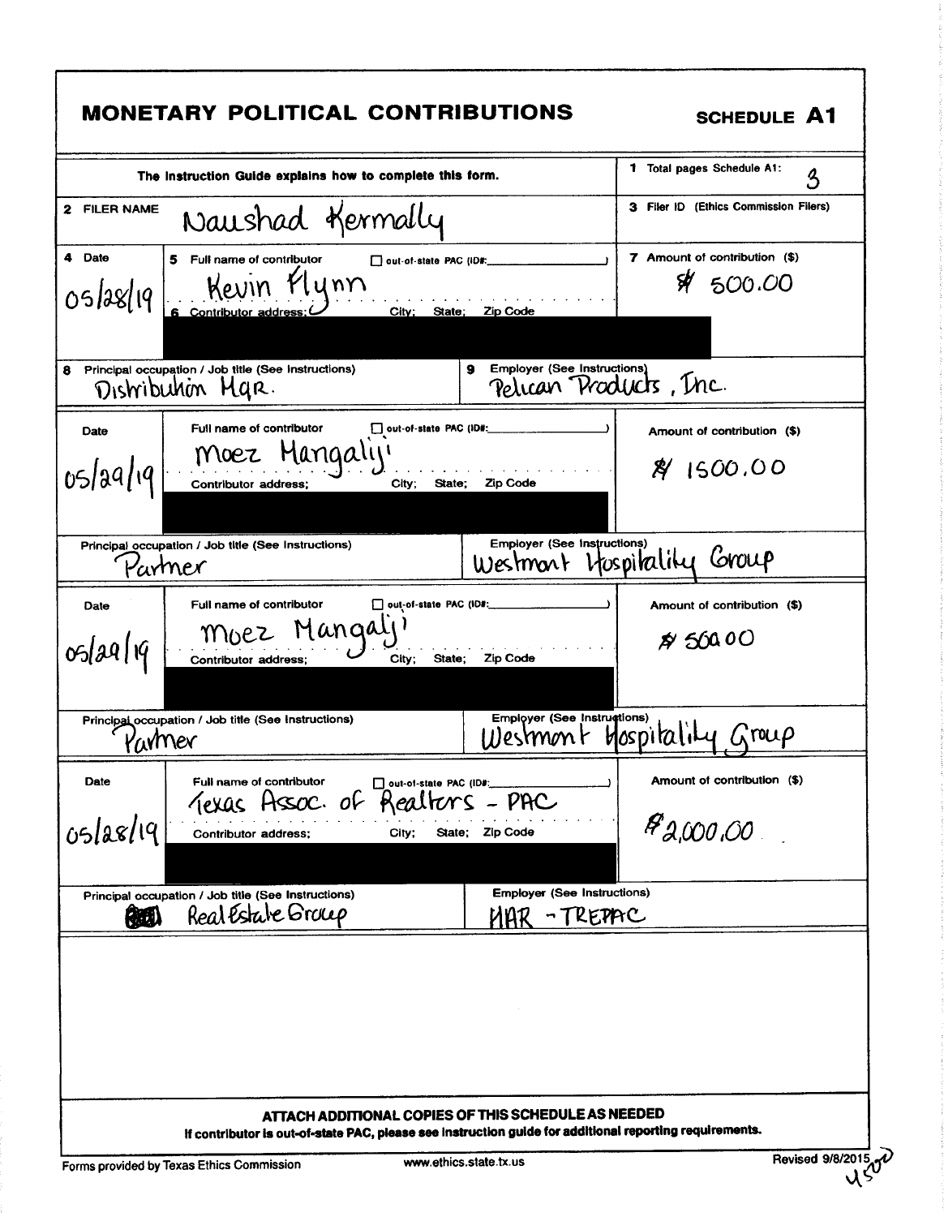# MONETARY POLITICAL CONTRIBUTIONS

**SCHEDULE A1**

| The Instruction Guide explains how to complete this form. | 1 Total pages Schedule A1: 3 |
|---|---|
| 2 FILER NAME: Naushad Kermally | 3 Filer ID (Ethics Commission Filers) |

| 4 Date | 5 Full name of contributor ☐ out-of-state PAC (ID#: ) / 6 Contributor address; City; State; Zip Code | 7 Amount of contribution ($) |
|---|---|---|
| 05/28/19 | Kevin Flynn | $ 500.00 |
| 8 Principal occupation / Job title (See Instructions): Distribution Mgr. | 9 Employer (See Instructions): Pelican Products, Inc. | |

| Date | Full name of contributor ☐ out-of-state PAC (ID#: ) / Contributor address; City; State; Zip Code | Amount of contribution ($) |
|---|---|---|
| 05/29/19 | Moez Mangalji | $ 1500.00 |
| Principal occupation / Job title (See Instructions): Partner | Employer (See Instructions): Westmont Hospitality Group | |

| Date | Full name of contributor ☐ out-of-state PAC (ID#: ) / Contributor address; City; State; Zip Code | Amount of contribution ($) |
|---|---|---|
| 05/29/19 | Moez Mangalji | $ 500.00 |
| Principal occupation / Job title (See Instructions): Partner | Employer (See Instructions): Westmont Hospitality Group | |

| Date | Full name of contributor ☐ out-of-state PAC (ID#: ) / Contributor address; City; State; Zip Code | Amount of contribution ($) |
|---|---|---|
| 05/28/19 | Texas Assoc. of Realtors - PAC | $2,000.00 |
| Principal occupation / Job title (See Instructions): Real Estate Group | Employer (See Instructions): HAR - TREPAC | |

**ATTACH ADDITIONAL COPIES OF THIS SCHEDULE AS NEEDED**

**If contributor is out-of-state PAC, please see instruction guide for additional reporting requirements.**

Forms provided by Texas Ethics Commission www.ethics.state.tx.us Revised 9/8/2015

4500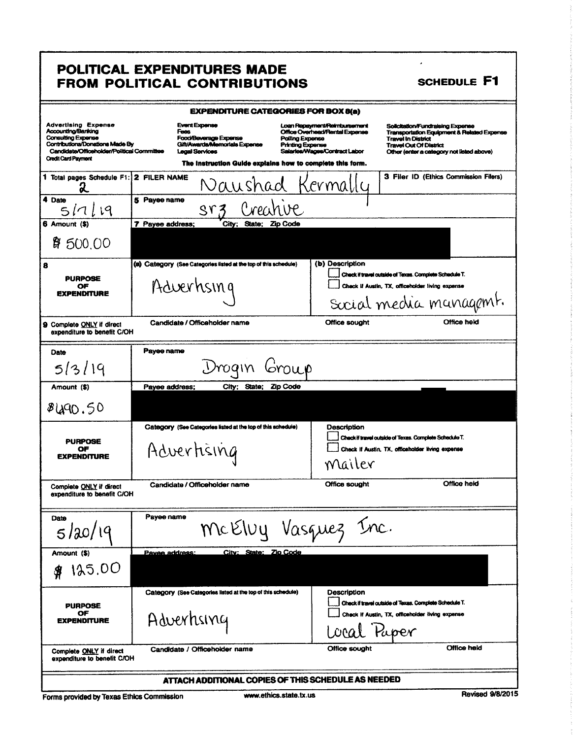# POLITICAL EXPENDITURES MADE FROM POLITICAL CONTRIBUTIONS

**SCHEDULE F1**

**EXPENDITURE CATEGORIES FOR BOX 8(a)**

| | | | |
|---|---|---|---|
| Advertising Expense | Event Expense | Loan Repayment/Reimbursement | Solicitation/Fundraising Expense |
| Accounting/Banking | Fees | Office Overhead/Rental Expense | Transportation Equipment & Related Expense |
| Consulting Expense | Food/Beverage Expense | Polling Expense | Travel In District |
| Contributions/Donations Made By Candidate/Officeholder/Political Committee | Gift/Awards/Memorials Expense | Printing Expense | Travel Out Of District |
| Credit Card Payment | Legal Services | Salaries/Wages/Contract Labor | Other (enter a category not listed above) |

**The Instruction Guide explains how to complete this form.**

| | | |
|---|---|---|
| 1 Total pages Schedule F1: 2 | 2 FILER NAME: Naushad Kermally | 3 Filer ID (Ethics Commission Filers) |
| 4 Date: 5/7/19 | 5 Payee name: sr3 Creative | |
| 6 Amount ($): $500.00 | 7 Payee address; City; State; Zip Code: [REDACTED] | |
| 8 PURPOSE OF EXPENDITURE | (a) Category (See Categories listed at the top of this schedule): Adverhsing | (b) Description: ☐ Check if travel outside of Texas. Complete Schedule T. ☐ Check if Austin, TX, officeholder living expense. Social media managemt. |
| 9 Complete ONLY if direct expenditure to benefit C/OH | Candidate / Officeholder name: | Office sought: / Office held: |

| | | |
|---|---|---|
| Date: 5/3/19 | Payee name: Drogin Group | |
| Amount ($): $490.50 | Payee address; City; State; Zip Code: [REDACTED] | |
| PURPOSE OF EXPENDITURE | Category (See Categories listed at the top of this schedule): Advertising | Description: ☐ Check if travel outside of Texas. Complete Schedule T. ☐ Check if Austin, TX, officeholder living expense. Mailer |
| Complete ONLY if direct expenditure to benefit C/OH | Candidate / Officeholder name: | Office sought: / Office held: |

| | | |
|---|---|---|
| Date: 5/20/19 | Payee name: McElvy Vasquez Inc. | |
| Amount ($): $125.00 | Payee address; City; State; Zip Code: [REDACTED] | |
| PURPOSE OF EXPENDITURE | Category (See Categories listed at the top of this schedule): Adverhsing | Description: ☐ Check if travel outside of Texas. Complete Schedule T. ☐ Check if Austin, TX, officeholder living expense. Local Paper |
| Complete ONLY if direct expenditure to benefit C/OH | Candidate / Officeholder name: | Office sought: / Office held: |

**ATTACH ADDITIONAL COPIES OF THIS SCHEDULE AS NEEDED**

Forms provided by Texas Ethics Commission www.ethics.state.tx.us Revised 9/8/2015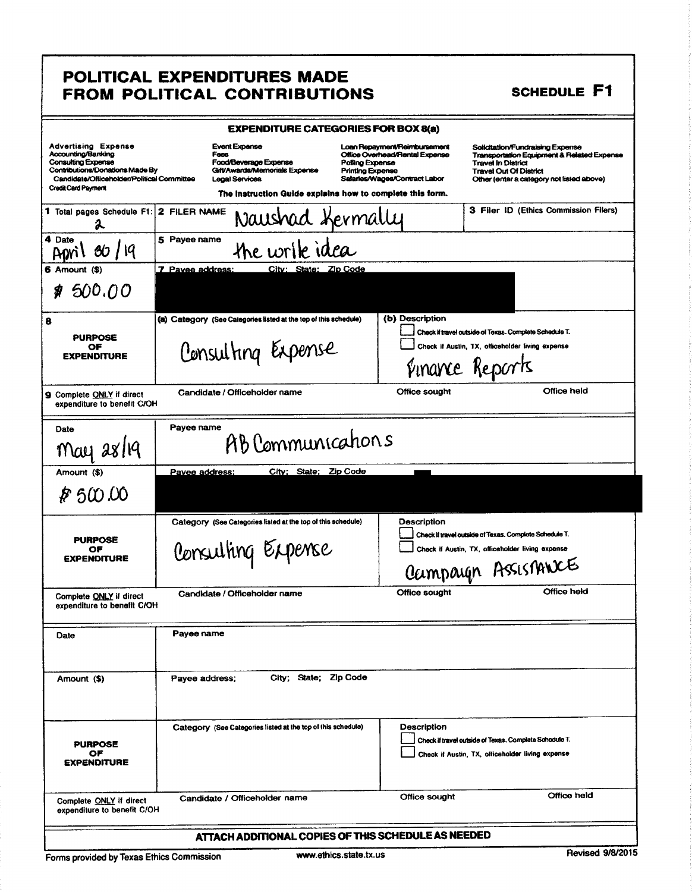# POLITICAL EXPENDITURES MADE FROM POLITICAL CONTRIBUTIONS

**SCHEDULE F1**

### EXPENDITURE CATEGORIES FOR BOX 8(a)

| | | | |
|---|---|---|---|
| Advertising Expense | Event Expense | Loan Repayment/Reimbursement | Solicitation/Fundraising Expense |
| Accounting/Banking | Fees | Office Overhead/Rental Expense | Transportation Equipment & Related Expense |
| Consulting Expense | Food/Beverage Expense | Polling Expense | Travel In District |
| Contributions/Donations Made By Candidate/Officeholder/Political Committee | Gift/Awards/Memorials Expense | Printing Expense | Travel Out Of District |
| Credit Card Payment | Legal Services | Salaries/Wages/Contract Labor | Other (enter a category not listed above) |

The Instruction Guide explains how to complete this form.

| | | |
|---|---|---|
| 1 Total pages Schedule F1: 2 | 2 FILER NAME: Naushad Kermally | 3 Filer ID (Ethics Commission Filers) |

| | |
|---|---|
| 4 Date: April 30/19 | 5 Payee name: the write idea |
| 6 Amount ($): $500.00 | 7 Payee address; City; State; Zip Code: [REDACTED] |
| 8 PURPOSE OF EXPENDITURE | (a) Category: Consulting Expense |
| | (b) Description: ☐ Check if travel outside of Texas. Complete Schedule T. ☐ Check if Austin, TX, officeholder living expense. Finance Reports |
| 9 Complete ONLY if direct expenditure to benefit C/OH | Candidate / Officeholder name: — Office sought: — Office held: — |

| | |
|---|---|
| Date: May 28/19 | Payee name: AB Communications |
| Amount ($): $500.00 | Payee address; City; State; Zip Code: [REDACTED] |
| PURPOSE OF EXPENDITURE | Category: Consulting Expense |
| | Description: ☐ Check if travel outside of Texas. Complete Schedule T. ☐ Check if Austin, TX, officeholder living expense. Campaign Assistance |
| Complete ONLY if direct expenditure to benefit C/OH | Candidate / Officeholder name: — Office sought: — Office held: — |

| | |
|---|---|
| Date: | Payee name: |
| Amount ($): | Payee address; City; State; Zip Code: |
| PURPOSE OF EXPENDITURE | Category (See Categories listed at the top of this schedule): |
| | Description: ☐ Check if travel outside of Texas. Complete Schedule T. ☐ Check if Austin, TX, officeholder living expense |
| Complete ONLY if direct expenditure to benefit C/OH | Candidate / Officeholder name: — Office sought: — Office held: — |

**ATTACH ADDITIONAL COPIES OF THIS SCHEDULE AS NEEDED**

Forms provided by Texas Ethics Commission — www.ethics.state.tx.us — Revised 9/8/2015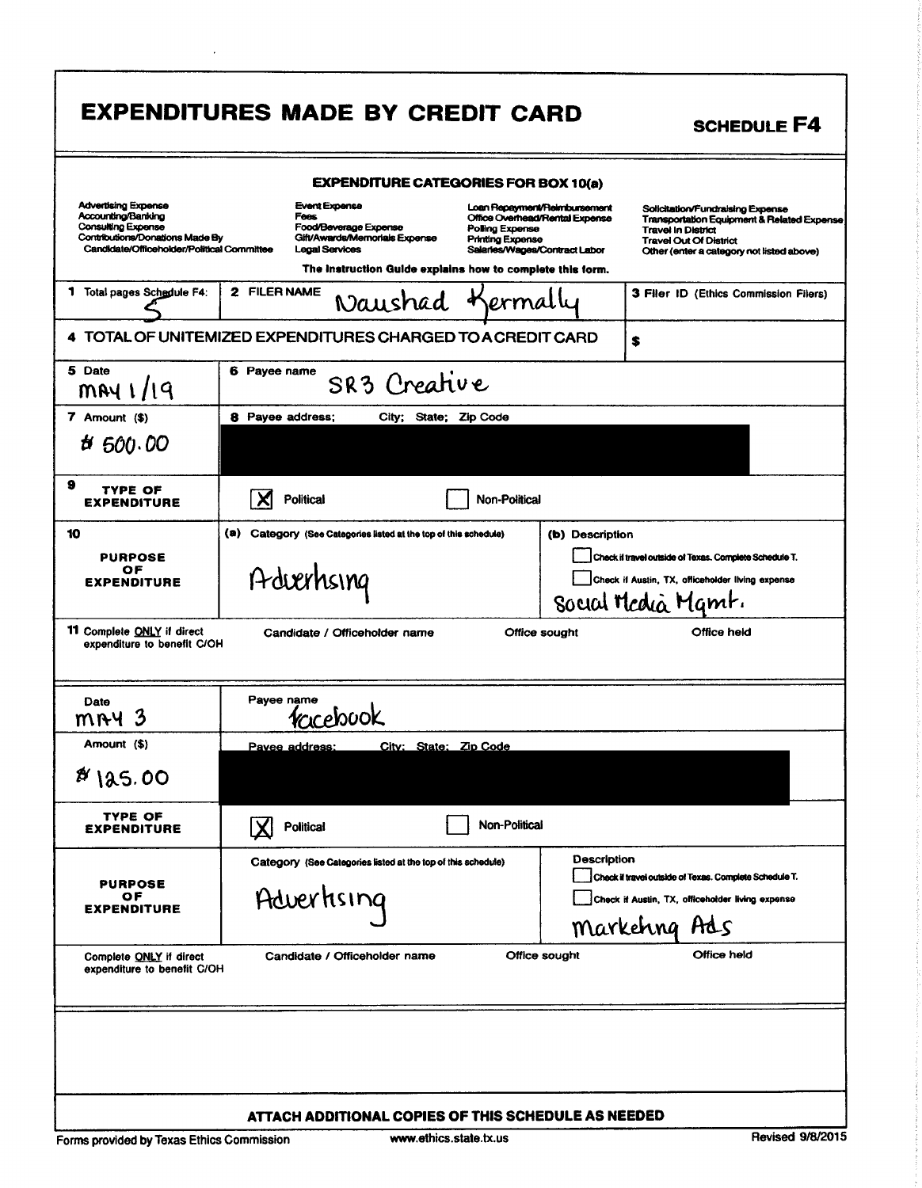# EXPENDITURES MADE BY CREDIT CARD

**SCHEDULE F4**

**EXPENDITURE CATEGORIES FOR BOX 10(a)**

| | | | |
|---|---|---|---|
| Advertising Expense | Event Expense | Loan Repayment/Reimbursement | Solicitation/Fundraising Expense |
| Accounting/Banking | Fees | Office Overhead/Rental Expense | Transportation Equipment & Related Expense |
| Consulting Expense | Food/Beverage Expense | Polling Expense | Travel In District |
| Contributions/Donations Made By Candidate/Officeholder/Political Committee | Gift/Awards/Memorials Expense | Printing Expense | Travel Out Of District |
| | Legal Services | Salaries/Wages/Contract Labor | Other (enter a category not listed above) |

The Instruction Guide explains how to complete this form.

| | | |
|---|---|---|
| 1 Total pages Schedule F4: 5 | 2 FILER NAME Naushad Kermally | 3 Filer ID (Ethics Commission Filers) |
| 4 TOTAL OF UNITEMIZED EXPENDITURES CHARGED TO A CREDIT CARD | | $ |

| | | |
|---|---|---|
| 5 Date: MAY 1/19 | 6 Payee name: SR3 Creative | |
| 7 Amount ($): $ 500.00 | 8 Payee address; City; State; Zip Code: [REDACTED] | |
| 9 TYPE OF EXPENDITURE | [X] Political | [ ] Non-Political |
| 10 PURPOSE OF EXPENDITURE | (a) Category (See Categories listed at the top of this schedule): Advertising | (b) Description: [ ] Check if travel outside of Texas. Complete Schedule T. [ ] Check if Austin, TX, officeholder living expense. Social Media Mgmt. |
| 11 Complete ONLY if direct expenditure to benefit C/OH | Candidate / Officeholder name | Office sought / Office held |

| | | |
|---|---|---|
| Date: MAY 3 | Payee name: Facebook | |
| Amount ($): $ 125.00 | Payee address; City; State; Zip Code: [REDACTED] | |
| TYPE OF EXPENDITURE | [X] Political | [ ] Non-Political |
| PURPOSE OF EXPENDITURE | Category (See Categories listed at the top of this schedule): Advertising | Description: [ ] Check if travel outside of Texas. Complete Schedule T. [ ] Check if Austin, TX, officeholder living expense. Marketing Ads |
| Complete ONLY if direct expenditure to benefit C/OH | Candidate / Officeholder name | Office sought / Office held |

**ATTACH ADDITIONAL COPIES OF THIS SCHEDULE AS NEEDED**

Forms provided by Texas Ethics Commission www.ethics.state.tx.us Revised 9/8/2015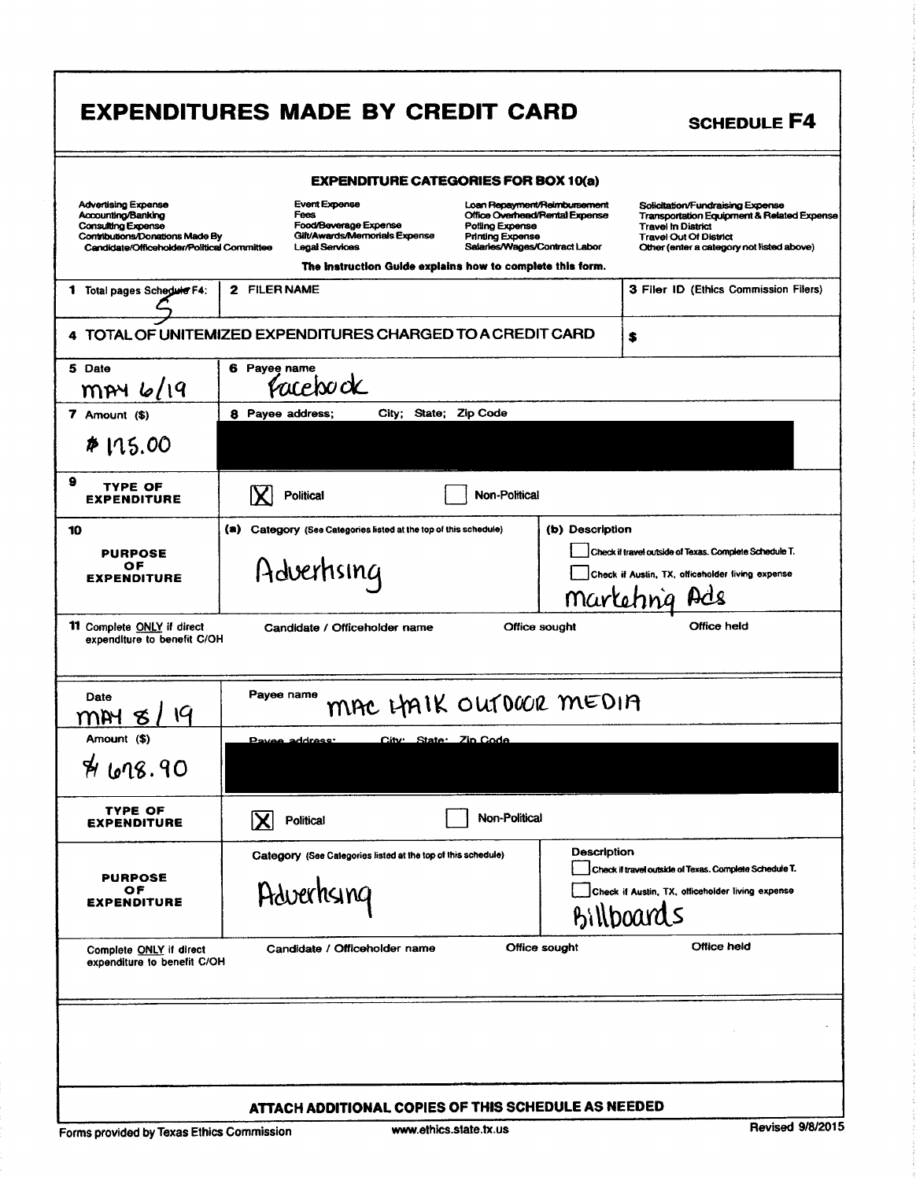# EXPENDITURES MADE BY CREDIT CARD

**SCHEDULE F4**

### EXPENDITURE CATEGORIES FOR BOX 10(a)

| | | | |
|---|---|---|---|
| Advertising Expense | Event Expense | Loan Repayment/Reimbursement | Solicitation/Fundraising Expense |
| Accounting/Banking | Fees | Office Overhead/Rental Expense | Transportation Equipment & Related Expense |
| Consulting Expense | Food/Beverage Expense | Polling Expense | Travel In District |
| Contributions/Donations Made By Candidate/Officeholder/Political Committee | Gift/Awards/Memorials Expense | Printing Expense | Travel Out Of District |
| | Legal Services | Salaries/Wages/Contract Labor | Other (enter a category not listed above) |

**The Instruction Guide explains how to complete this form.**

| | | |
|---|---|---|
| 1 Total pages Schedule F4: 5 | 2 FILER NAME | 3 Filer ID (Ethics Commission Filers) |
| 4 TOTAL OF UNITEMIZED EXPENDITURES CHARGED TO A CREDIT CARD | | $ |

| | | |
|---|---|---|
| 5 Date: MAY 6/19 | 6 Payee name: Facebook | |
| 7 Amount ($): $175.00 | 8 Payee address; City; State; Zip Code: [redacted] | |
| 9 TYPE OF EXPENDITURE | [X] Political | [ ] Non-Political |
| 10 PURPOSE OF EXPENDITURE | (a) Category (See Categories listed at the top of this schedule): Advertising | (b) Description: [ ] Check if travel outside of Texas. Complete Schedule T. [ ] Check if Austin, TX, officeholder living expense. Marketing Ads |
| 11 Complete ONLY if direct expenditure to benefit C/OH | Candidate / Officeholder name | Office sought / Office held |

| | | |
|---|---|---|
| Date: MAY 8/19 | Payee name: MAC HAIK OUTDOOR MEDIA | |
| Amount ($): $678.90 | Payee address; City; State; Zip Code: [redacted] | |
| TYPE OF EXPENDITURE | [X] Political | [ ] Non-Political |
| PURPOSE OF EXPENDITURE | Category (See Categories listed at the top of this schedule): Advertising | Description: [ ] Check if travel outside of Texas. Complete Schedule T. [ ] Check if Austin, TX, officeholder living expense. Billboards |
| Complete ONLY if direct expenditure to benefit C/OH | Candidate / Officeholder name | Office sought / Office held |

**ATTACH ADDITIONAL COPIES OF THIS SCHEDULE AS NEEDED**

Forms provided by Texas Ethics Commission www.ethics.state.tx.us Revised 9/8/2015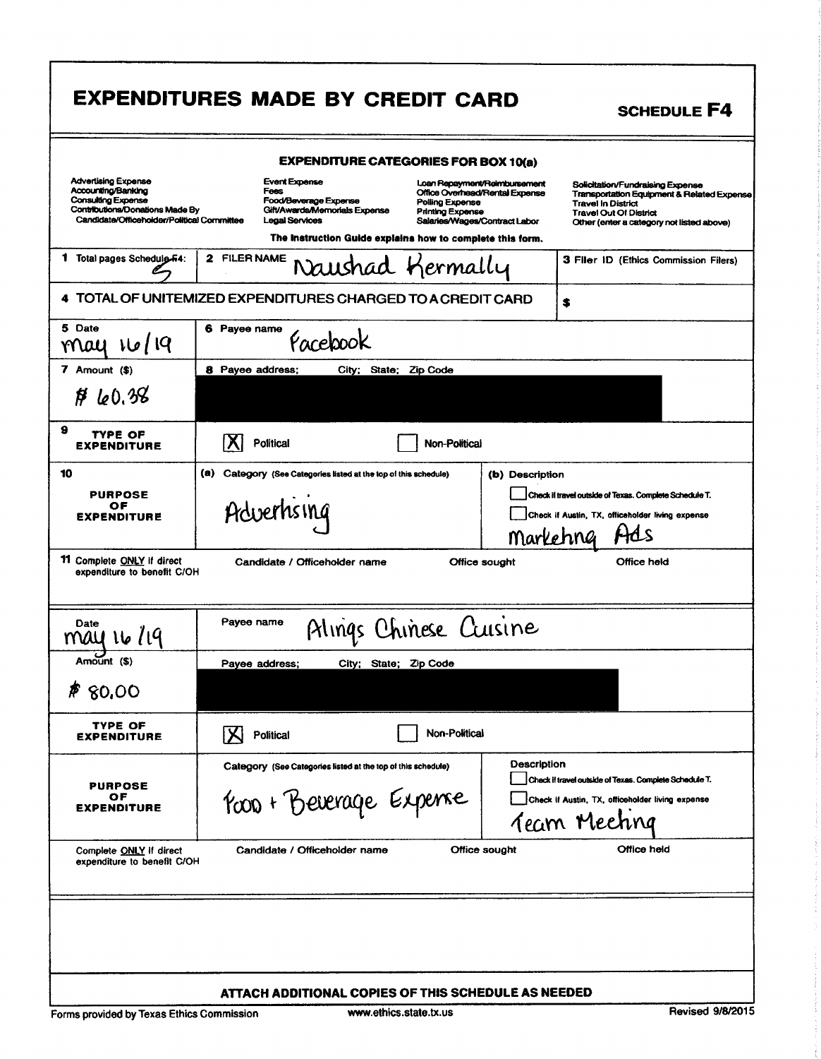# EXPENDITURES MADE BY CREDIT CARD

**SCHEDULE F4**

### EXPENDITURE CATEGORIES FOR BOX 10(a)

| | | | |
|---|---|---|---|
| Advertising Expense | Event Expense | Loan Repayment/Reimbursement | Solicitation/Fundraising Expense |
| Accounting/Banking | Fees | Office Overhead/Rental Expense | Transportation Equipment & Related Expense |
| Consulting Expense | Food/Beverage Expense | Polling Expense | Travel In District |
| Contributions/Donations Made By Candidate/Officeholder/Political Committee | Gift/Awards/Memorials Expense | Printing Expense | Travel Out Of District |
| | Legal Services | Salaries/Wages/Contract Labor | Other (enter a category not listed above) |

The Instruction Guide explains how to complete this form.

| | | |
|---|---|---|
| 1 Total pages Schedule F4: 5 | 2 FILER NAME Naushad Kermally | 3 Filer ID (Ethics Commission Filers) |
| 4 TOTAL OF UNITEMIZED EXPENDITURES CHARGED TO A CREDIT CARD | | $ |

| | | |
|---|---|---|
| 5 Date: may 16/19 | 6 Payee name: Facebook | |
| 7 Amount ($): $ 60.38 | 8 Payee address; City; State; Zip Code: [REDACTED] | |
| 9 TYPE OF EXPENDITURE | [X] Political | [ ] Non-Political |
| 10 PURPOSE OF EXPENDITURE | (a) Category (See Categories listed at the top of this schedule): Advertising | (b) Description: [ ] Check if travel outside of Texas. Complete Schedule T. [ ] Check if Austin, TX, officeholder living expense. Marketing Ads |
| 11 Complete ONLY if direct expenditure to benefit C/OH | Candidate / Officeholder name | Office sought / Office held |

| | | |
|---|---|---|
| Date: may 16/19 | Payee name: Alings Chinese Cuisine | |
| Amount ($): $ 80.00 | Payee address; City; State; Zip Code: [REDACTED] | |
| TYPE OF EXPENDITURE | [X] Political | [ ] Non-Political |
| PURPOSE OF EXPENDITURE | Category (See Categories listed at the top of this schedule): Food + Beverage Expense | Description: [ ] Check if travel outside of Texas. Complete Schedule T. [ ] Check if Austin, TX, officeholder living expense. Team Meeting |
| Complete ONLY if direct expenditure to benefit C/OH | Candidate / Officeholder name | Office sought / Office held |

**ATTACH ADDITIONAL COPIES OF THIS SCHEDULE AS NEEDED**

Forms provided by Texas Ethics Commission www.ethics.state.tx.us Revised 9/8/2015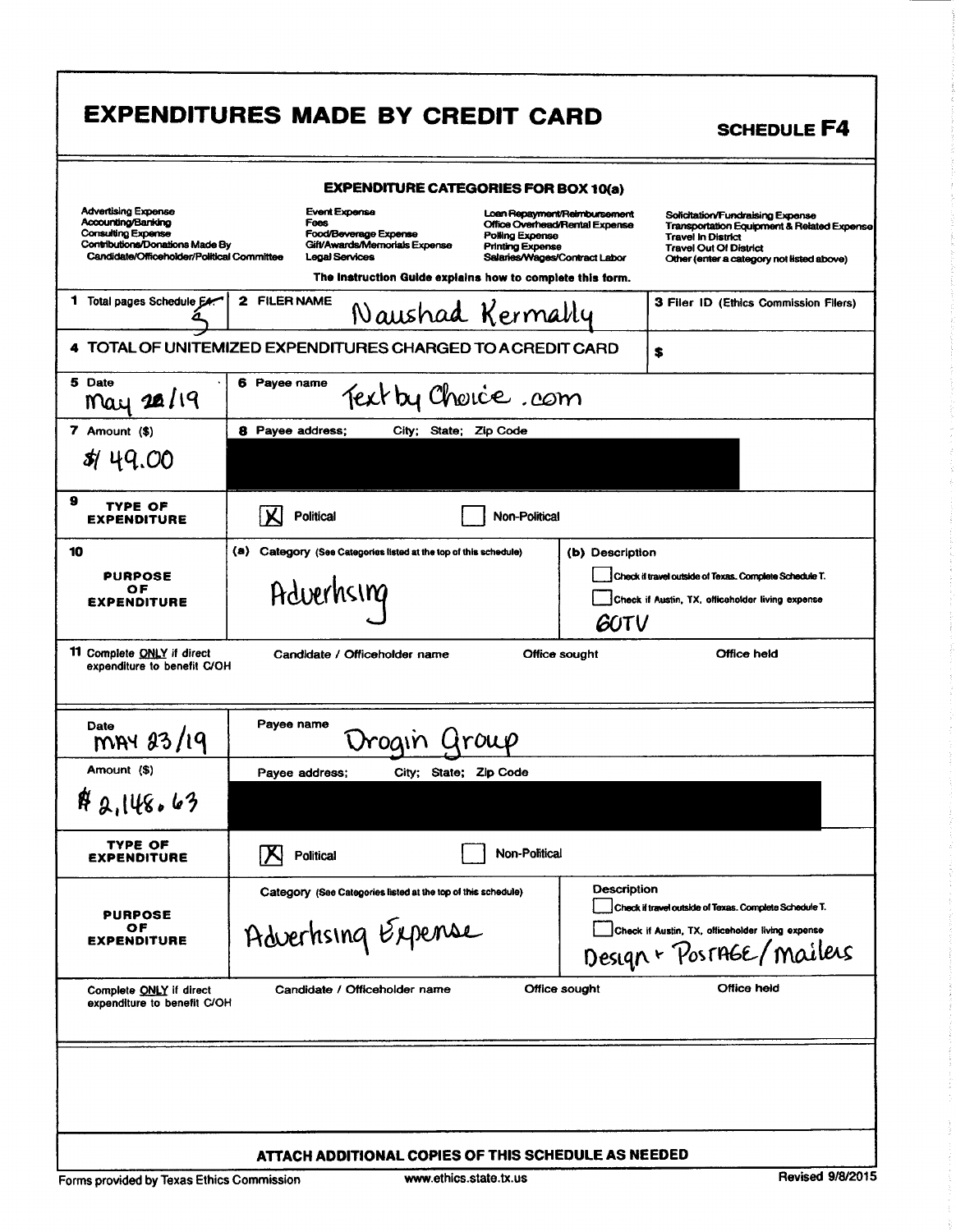# EXPENDITURES MADE BY CREDIT CARD

**SCHEDULE F4**

### EXPENDITURE CATEGORIES FOR BOX 10(a)

| | | | |
|---|---|---|---|
| Advertising Expense | Event Expense | Loan Repayment/Reimbursement | Solicitation/Fundraising Expense |
| Accounting/Banking | Fees | Office Overhead/Rental Expense | Transportation Equipment & Related Expense |
| Consulting Expense | Food/Beverage Expense | Polling Expense | Travel In District |
| Contributions/Donations Made By Candidate/Officeholder/Political Committee | Gift/Awards/Memorials Expense | Printing Expense | Travel Out Of District |
| | Legal Services | Salaries/Wages/Contract Labor | Other (enter a category not listed above) |

The Instruction Guide explains how to complete this form.

| | | |
|---|---|---|
| 1 Total pages Schedule F4: 5 | 2 FILER NAME: Naushad Kermally | 3 Filer ID (Ethics Commission Filers) |
| 4 TOTAL OF UNITEMIZED EXPENDITURES CHARGED TO A CREDIT CARD | | $ |

| | |
|---|---|
| 5 Date: May 22/19 | 6 Payee name: Text by Choice .com |
| 7 Amount ($): $149.00 | 8 Payee address; City; State; Zip Code: [REDACTED] |
| 9 TYPE OF EXPENDITURE | [X] Political [ ] Non-Political |
| 10 PURPOSE OF EXPENDITURE | (a) Category (See Categories listed at the top of this schedule): Advertising |
| | (b) Description: [ ] Check if travel outside of Texas. Complete Schedule T. [ ] Check if Austin, TX, officeholder living expense. GOTV |
| 11 Complete ONLY if direct expenditure to benefit C/OH | Candidate / Officeholder name: — Office sought: — Office held: — |

| | |
|---|---|
| Date: MAY 23/19 | Payee name: Drogin Group |
| Amount ($): $2,148.63 | Payee address; City; State; Zip Code: [REDACTED] |
| TYPE OF EXPENDITURE | [X] Political [ ] Non-Political |
| PURPOSE OF EXPENDITURE | Category (See Categories listed at the top of this schedule): Advertising Expense |
| | Description: [ ] Check if travel outside of Texas. Complete Schedule T. [ ] Check if Austin, TX, officeholder living expense. Design + POSTAGE/mailers |
| Complete ONLY if direct expenditure to benefit C/OH | Candidate / Officeholder name: — Office sought: — Office held: — |

**ATTACH ADDITIONAL COPIES OF THIS SCHEDULE AS NEEDED**

Forms provided by Texas Ethics Commission www.ethics.state.tx.us Revised 9/8/2015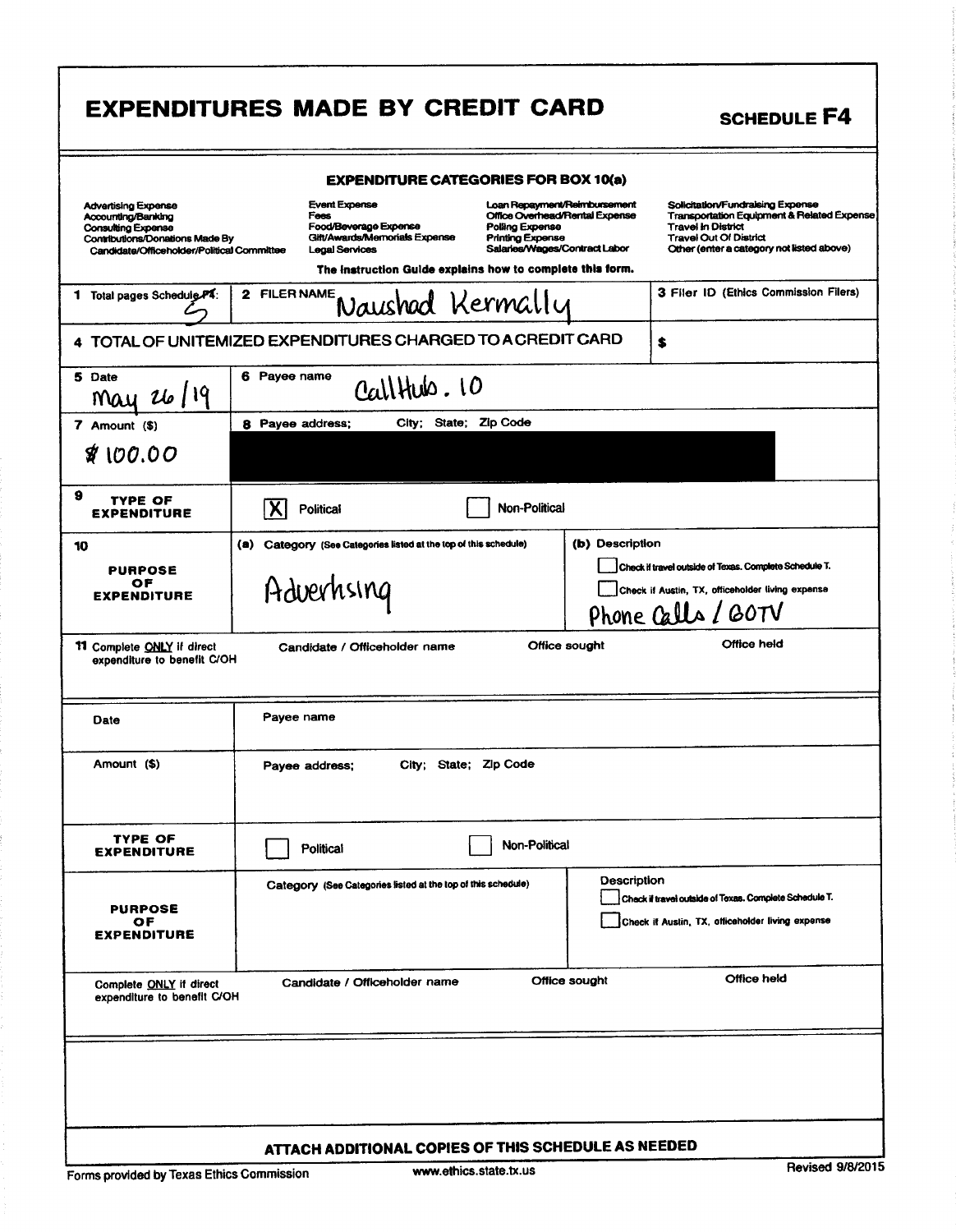# EXPENDITURES MADE BY CREDIT CARD

**SCHEDULE F4**

**EXPENDITURE CATEGORIES FOR BOX 10(a)**

| | | | |
|---|---|---|---|
| Advertising Expense | Event Expense | Loan Repayment/Reimbursement | Solicitation/Fundraising Expense |
| Accounting/Banking | Fees | Office Overhead/Rental Expense | Transportation Equipment & Related Expense |
| Consulting Expense | Food/Beverage Expense | Polling Expense | Travel In District |
| Contributions/Donations Made By Candidate/Officeholder/Political Committee | Gift/Awards/Memorials Expense | Printing Expense | Travel Out Of District |
| | Legal Services | Salaries/Wages/Contract Labor | Other (enter a category not listed above) |

**The Instruction Guide explains how to complete this form.**

| | | |
|---|---|---|
| 1 Total pages Schedule F4: 5 | 2 FILER NAME Naushad Kermally | 3 Filer ID (Ethics Commission Filers) |
| 4 TOTAL OF UNITEMIZED EXPENDITURES CHARGED TO A CREDIT CARD | | $ |
| 5 Date May 26/19 | 6 Payee name CallHub.10 | |
| 7 Amount ($) $100.00 | 8 Payee address; City; State; Zip Code [redacted] | |
| 9 TYPE OF EXPENDITURE | [X] Political [ ] Non-Political | |
| 10 PURPOSE OF EXPENDITURE | (a) Category (See Categories listed at the top of this schedule) Advertising | (b) Description [ ] Check if travel outside of Texas. Complete Schedule T. [ ] Check if Austin, TX, officeholder living expense Phone Calls / GOTV |
| 11 Complete ONLY if direct expenditure to benefit C/OH | Candidate / Officeholder name | Office sought / Office held |

| | | |
|---|---|---|
| Date | Payee name | |
| Amount ($) | Payee address; City; State; Zip Code | |
| TYPE OF EXPENDITURE | [ ] Political [ ] Non-Political | |
| PURPOSE OF EXPENDITURE | Category (See Categories listed at the top of this schedule) | Description [ ] Check if travel outside of Texas. Complete Schedule T. [ ] Check if Austin, TX, officeholder living expense |
| Complete ONLY if direct expenditure to benefit C/OH | Candidate / Officeholder name | Office sought / Office held |

**ATTACH ADDITIONAL COPIES OF THIS SCHEDULE AS NEEDED**

Forms provided by Texas Ethics Commission www.ethics.state.tx.us Revised 9/8/2015